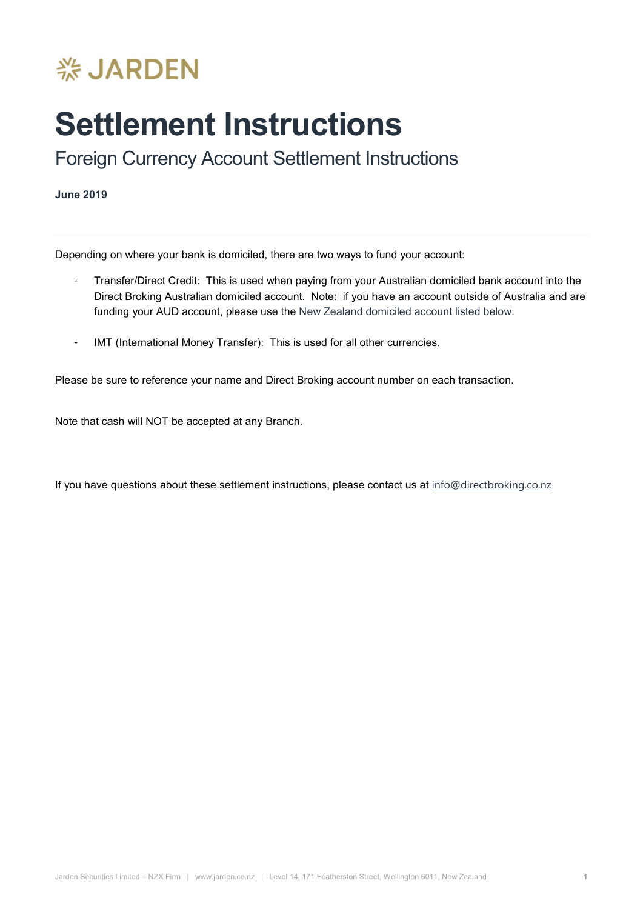JARDEN

# Settlement Instructions

## Foreign Currency Account Settlement Instructions

**June 2019**

Depending on where your bank is domiciled, there are two ways to fund your account:

- Transfer/Direct Credit: This is used when paying from your Australian domiciled bank account into the Direct Broking Australian domiciled account. Note: if you have an account outside of Australia and are funding your AUD account, please use the New Zealand domiciled account listed below.

- IMT (International Money Transfer): This is used for all other currencies.

Please be sure to reference your name and Direct Broking account number on each transaction.

Note that cash will NOT be accepted at any Branch.

If you have questions about these settlement instructions, please contact us at info@directbroking.co.nz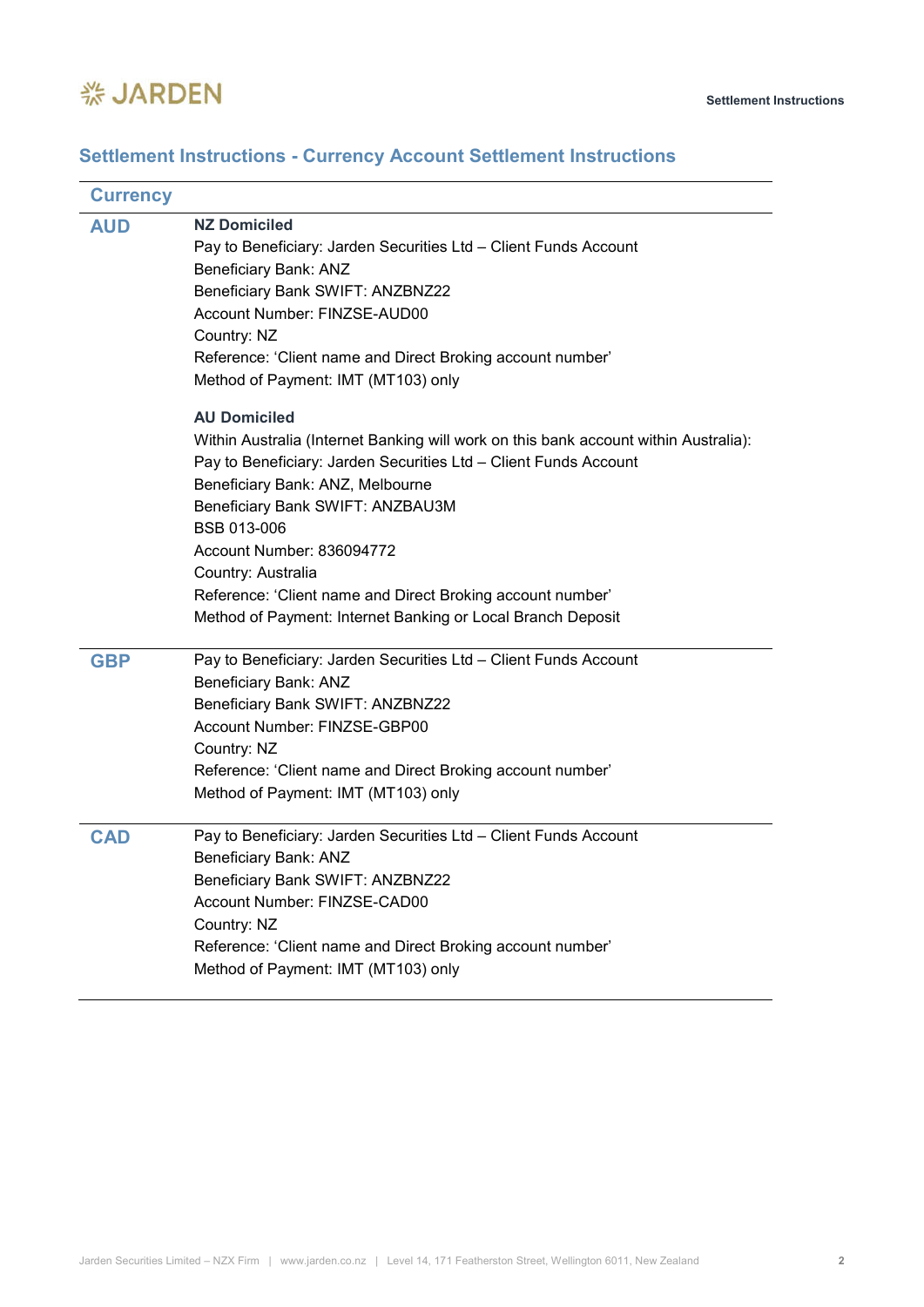## Settlement Instructions - Currency Account Settlement Instructions

| Currency | |
|---|---|
| **AUD** | **NZ Domiciled**<br>Pay to Beneficiary: Jarden Securities Ltd – Client Funds Account<br>Beneficiary Bank: ANZ<br>Beneficiary Bank SWIFT: ANZBNZ22<br>Account Number: FINZSE-AUD00<br>Country: NZ<br>Reference: 'Client name and Direct Broking account number'<br>Method of Payment: IMT (MT103) only<br><br>**AU Domiciled**<br>Within Australia (Internet Banking will work on this bank account within Australia):<br>Pay to Beneficiary: Jarden Securities Ltd – Client Funds Account<br>Beneficiary Bank: ANZ, Melbourne<br>Beneficiary Bank SWIFT: ANZBAU3M<br>BSB 013-006<br>Account Number: 836094772<br>Country: Australia<br>Reference: 'Client name and Direct Broking account number'<br>Method of Payment: Internet Banking or Local Branch Deposit |
| **GBP** | Pay to Beneficiary: Jarden Securities Ltd – Client Funds Account<br>Beneficiary Bank: ANZ<br>Beneficiary Bank SWIFT: ANZBNZ22<br>Account Number: FINZSE-GBP00<br>Country: NZ<br>Reference: 'Client name and Direct Broking account number'<br>Method of Payment: IMT (MT103) only |
| **CAD** | Pay to Beneficiary: Jarden Securities Ltd – Client Funds Account<br>Beneficiary Bank: ANZ<br>Beneficiary Bank SWIFT: ANZBNZ22<br>Account Number: FINZSE-CAD00<br>Country: NZ<br>Reference: 'Client name and Direct Broking account number'<br>Method of Payment: IMT (MT103) only |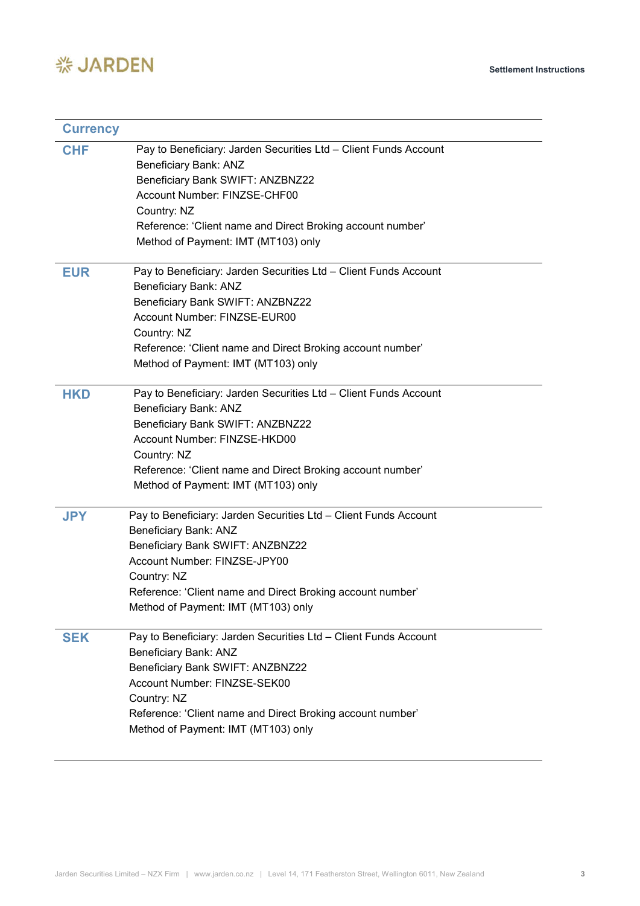| Currency | |
|---|---|
| **CHF** | Pay to Beneficiary: Jarden Securities Ltd – Client Funds Account<br>Beneficiary Bank: ANZ<br>Beneficiary Bank SWIFT: ANZBNZ22<br>Account Number: FINZSE-CHF00<br>Country: NZ<br>Reference: 'Client name and Direct Broking account number'<br>Method of Payment: IMT (MT103) only |
| **EUR** | Pay to Beneficiary: Jarden Securities Ltd – Client Funds Account<br>Beneficiary Bank: ANZ<br>Beneficiary Bank SWIFT: ANZBNZ22<br>Account Number: FINZSE-EUR00<br>Country: NZ<br>Reference: 'Client name and Direct Broking account number'<br>Method of Payment: IMT (MT103) only |
| **HKD** | Pay to Beneficiary: Jarden Securities Ltd – Client Funds Account<br>Beneficiary Bank: ANZ<br>Beneficiary Bank SWIFT: ANZBNZ22<br>Account Number: FINZSE-HKD00<br>Country: NZ<br>Reference: 'Client name and Direct Broking account number'<br>Method of Payment: IMT (MT103) only |
| **JPY** | Pay to Beneficiary: Jarden Securities Ltd – Client Funds Account<br>Beneficiary Bank: ANZ<br>Beneficiary Bank SWIFT: ANZBNZ22<br>Account Number: FINZSE-JPY00<br>Country: NZ<br>Reference: 'Client name and Direct Broking account number'<br>Method of Payment: IMT (MT103) only |
| **SEK** | Pay to Beneficiary: Jarden Securities Ltd – Client Funds Account<br>Beneficiary Bank: ANZ<br>Beneficiary Bank SWIFT: ANZBNZ22<br>Account Number: FINZSE-SEK00<br>Country: NZ<br>Reference: 'Client name and Direct Broking account number'<br>Method of Payment: IMT (MT103) only |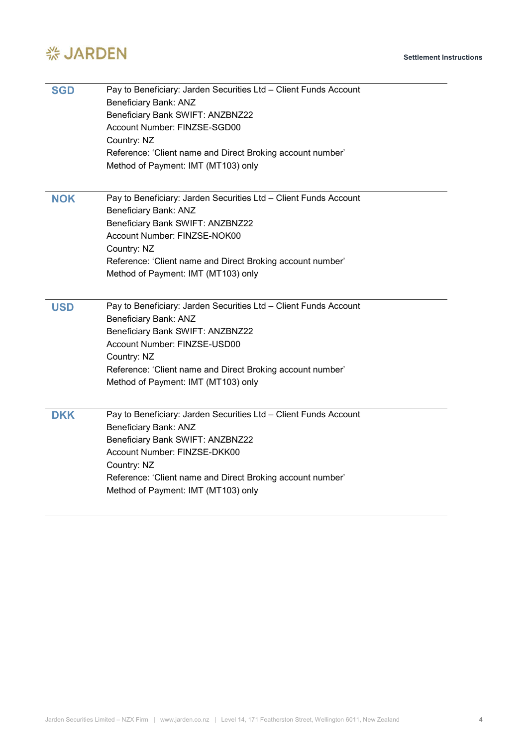| | |
|---|---|
| **SGD** | Pay to Beneficiary: Jarden Securities Ltd – Client Funds Account<br>Beneficiary Bank: ANZ<br>Beneficiary Bank SWIFT: ANZBNZ22<br>Account Number: FINZSE-SGD00<br>Country: NZ<br>Reference: 'Client name and Direct Broking account number'<br>Method of Payment: IMT (MT103) only |
| **NOK** | Pay to Beneficiary: Jarden Securities Ltd – Client Funds Account<br>Beneficiary Bank: ANZ<br>Beneficiary Bank SWIFT: ANZBNZ22<br>Account Number: FINZSE-NOK00<br>Country: NZ<br>Reference: 'Client name and Direct Broking account number'<br>Method of Payment: IMT (MT103) only |
| **USD** | Pay to Beneficiary: Jarden Securities Ltd – Client Funds Account<br>Beneficiary Bank: ANZ<br>Beneficiary Bank SWIFT: ANZBNZ22<br>Account Number: FINZSE-USD00<br>Country: NZ<br>Reference: 'Client name and Direct Broking account number'<br>Method of Payment: IMT (MT103) only |
| **DKK** | Pay to Beneficiary: Jarden Securities Ltd – Client Funds Account<br>Beneficiary Bank: ANZ<br>Beneficiary Bank SWIFT: ANZBNZ22<br>Account Number: FINZSE-DKK00<br>Country: NZ<br>Reference: 'Client name and Direct Broking account number'<br>Method of Payment: IMT (MT103) only |